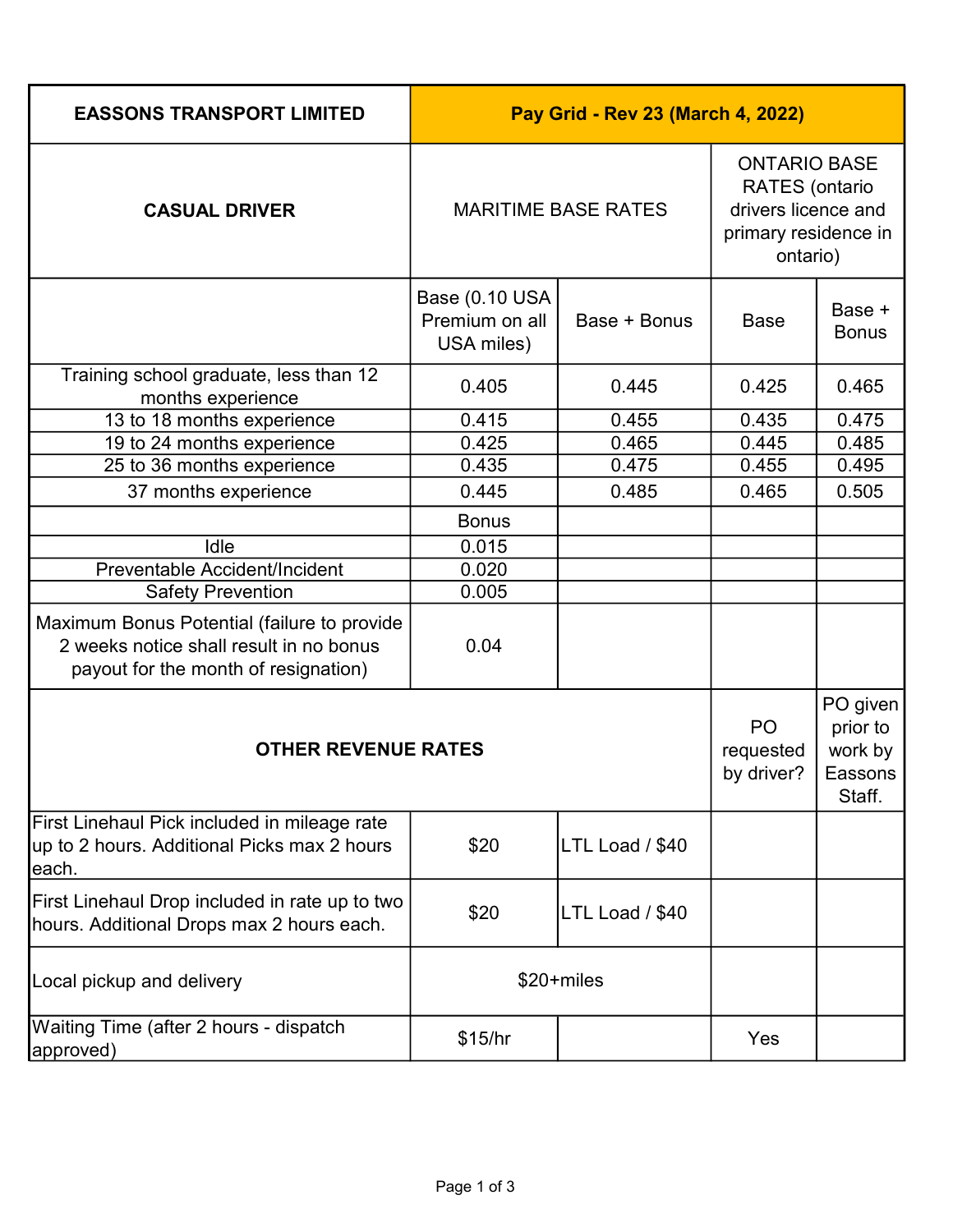| EASSONS TRANSPORT LIMITED | Pay Grid - Rev 23 (March 4, 2022) | | | |
|---|---|---|---|---|
| **CASUAL DRIVER** | MARITIME BASE RATES | | ONTARIO BASE RATES (ontario drivers licence and primary residence in ontario) | |
| | Base (0.10 USA Premium on all USA miles) | Base + Bonus | Base | Base + Bonus |
| Training school graduate, less than 12 months experience | 0.405 | 0.445 | 0.425 | 0.465 |
| 13 to 18 months experience | 0.415 | 0.455 | 0.435 | 0.475 |
| 19 to 24 months experience | 0.425 | 0.465 | 0.445 | 0.485 |
| 25 to 36 months experience | 0.435 | 0.475 | 0.455 | 0.495 |
| 37 months experience | 0.445 | 0.485 | 0.465 | 0.505 |
| | Bonus | | | |
| Idle | 0.015 | | | |
| Preventable Accident/Incident | 0.020 | | | |
| Safety Prevention | 0.005 | | | |
| Maximum Bonus Potential (failure to provide 2 weeks notice shall result in no bonus payout for the month of resignation) | 0.04 | | | |
| **OTHER REVENUE RATES** | | | PO requested by driver? | PO given prior to work by Eassons Staff. |
| First Linehaul Pick included in mileage rate up to 2 hours. Additional Picks max 2 hours each. | $20 | LTL Load / $40 | | |
| First Linehaul Drop included in rate up to two hours. Additional Drops max 2 hours each. | $20 | LTL Load / $40 | | |
| Local pickup and delivery | $20+miles | | | |
| Waiting Time (after 2 hours - dispatch approved) | $15/hr | | Yes | |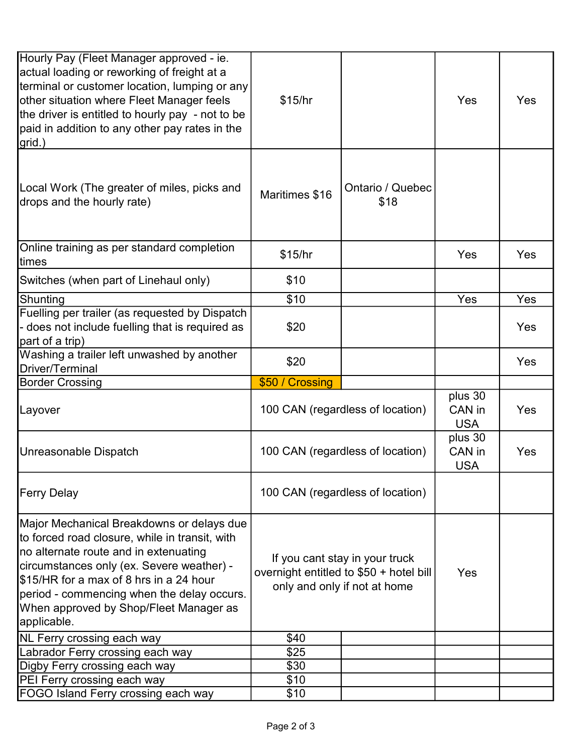| | | | | |
|---|---|---|---|---|
| Hourly Pay (Fleet Manager approved - ie. actual loading or reworking of freight at a terminal or customer location, lumping or any other situation where Fleet Manager feels the driver is entitled to hourly pay - not to be paid in addition to any other pay rates in the grid.) | $15/hr | | Yes | Yes |
| Local Work (The greater of miles, picks and drops and the hourly rate) | Maritimes $16 | Ontario / Quebec $18 | | |
| Online training as per standard completion times | $15/hr | | Yes | Yes |
| Switches (when part of Linehaul only) | $10 | | | |
| Shunting | $10 | | Yes | Yes |
| Fuelling per trailer (as requested by Dispatch - does not include fuelling that is required as part of a trip) | $20 | | | Yes |
| Washing a trailer left unwashed by another Driver/Terminal | $20 | | | Yes |
| Border Crossing | $50 / Crossing | | | |
| Layover | 100 CAN (regardless of location) | | plus 30 CAN in USA | Yes |
| Unreasonable Dispatch | 100 CAN (regardless of location) | | plus 30 CAN in USA | Yes |
| Ferry Delay | 100 CAN (regardless of location) | | | |
| Major Mechanical Breakdowns or delays due to forced road closure, while in transit, with no alternate route and in extenuating circumstances only (ex. Severe weather) - $15/HR for a max of 8 hrs in a 24 hour period - commencing when the delay occurs. When approved by Shop/Fleet Manager as applicable. | If you cant stay in your truck overnight entitled to $50 + hotel bill only and only if not at home | | Yes | |
| NL Ferry crossing each way | $40 | | | |
| Labrador Ferry crossing each way | $25 | | | |
| Digby Ferry crossing each way | $30 | | | |
| PEI Ferry crossing each way | $10 | | | |
| FOGO Island Ferry crossing each way | $10 | | | |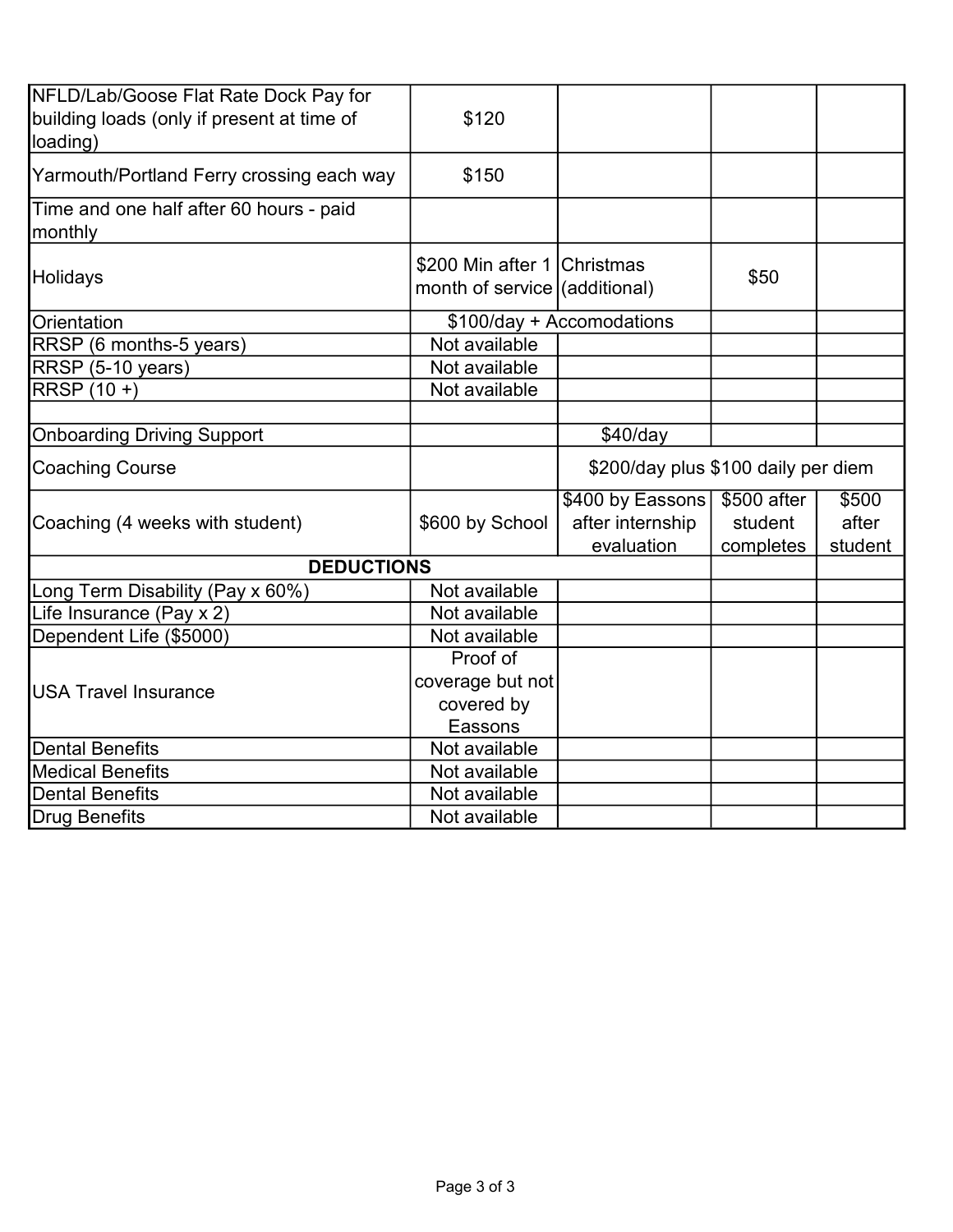| | | | | |
|---|---|---|---|---|
| NFLD/Lab/Goose Flat Rate Dock Pay for building loads (only if present at time of loading) | $120 | | | |
| Yarmouth/Portland Ferry crossing each way | $150 | | | |
| Time and one half after 60 hours - paid monthly | | | | |
| Holidays | $200 Min after 1 month of service | Christmas (additional) | $50 | |
| Orientation | $100/day + Accomodations | | | |
| RRSP (6 months-5 years) | Not available | | | |
| RRSP (5-10 years) | Not available | | | |
| RRSP (10 +) | Not available | | | |
| | | | | |
| Onboarding Driving Support | | $40/day | | |
| Coaching Course | | $200/day plus $100 daily per diem | | |
| Coaching (4 weeks with student) | $600 by School | $400 by Eassons after internship evaluation | $500 after student completes | $500 after student |
| **DEDUCTIONS** | | | | |
| Long Term Disability (Pay x 60%) | Not available | | | |
| Life Insurance (Pay x 2) | Not available | | | |
| Dependent Life ($5000) | Not available | | | |
| USA Travel Insurance | Proof of coverage but not covered by Eassons | | | |
| Dental Benefits | Not available | | | |
| Medical Benefits | Not available | | | |
| Dental Benefits | Not available | | | |
| Drug Benefits | Not available | | | |